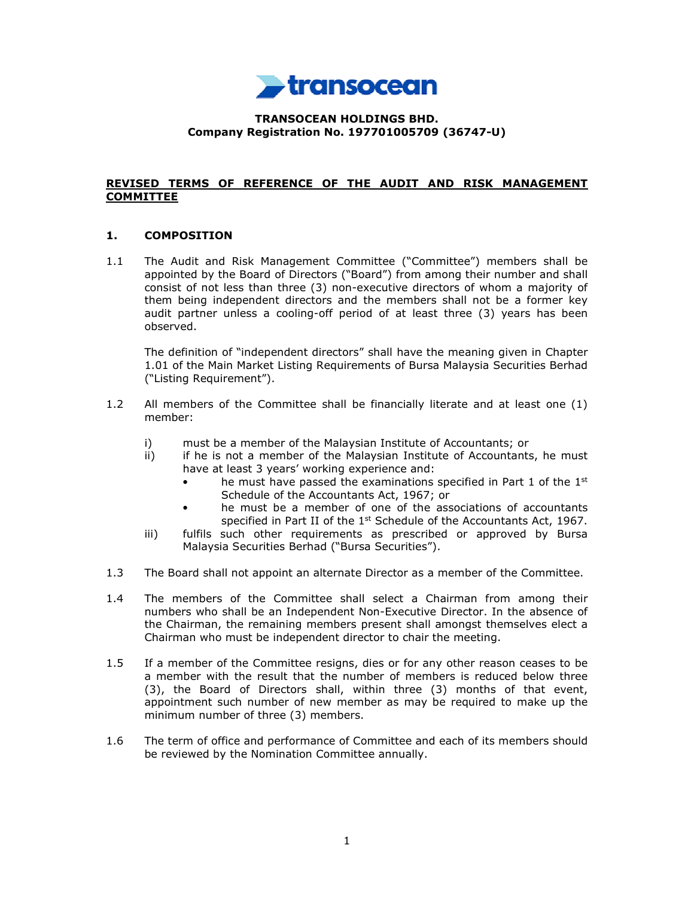**TRANSOCEAN HOLDINGS BHD.**
**Company Registration No. 197701005709 (36747-U)**

## REVISED TERMS OF REFERENCE OF THE AUDIT AND RISK MANAGEMENT COMMITTEE

### 1. COMPOSITION

1.1 The Audit and Risk Management Committee ("Committee") members shall be appointed by the Board of Directors ("Board") from among their number and shall consist of not less than three (3) non-executive directors of whom a majority of them being independent directors and the members shall not be a former key audit partner unless a cooling-off period of at least three (3) years has been observed.

The definition of "independent directors" shall have the meaning given in Chapter 1.01 of the Main Market Listing Requirements of Bursa Malaysia Securities Berhad ("Listing Requirement").

1.2 All members of the Committee shall be financially literate and at least one (1) member:

i) must be a member of the Malaysian Institute of Accountants; or
ii) if he is not a member of the Malaysian Institute of Accountants, he must have at least 3 years' working experience and:
   - he must have passed the examinations specified in Part 1 of the 1st Schedule of the Accountants Act, 1967; or
   - he must be a member of one of the associations of accountants specified in Part II of the 1st Schedule of the Accountants Act, 1967.
iii) fulfils such other requirements as prescribed or approved by Bursa Malaysia Securities Berhad ("Bursa Securities").

1.3 The Board shall not appoint an alternate Director as a member of the Committee.

1.4 The members of the Committee shall select a Chairman from among their numbers who shall be an Independent Non-Executive Director. In the absence of the Chairman, the remaining members present shall amongst themselves elect a Chairman who must be independent director to chair the meeting.

1.5 If a member of the Committee resigns, dies or for any other reason ceases to be a member with the result that the number of members is reduced below three (3), the Board of Directors shall, within three (3) months of that event, appointment such number of new member as may be required to make up the minimum number of three (3) members.

1.6 The term of office and performance of Committee and each of its members should be reviewed by the Nomination Committee annually.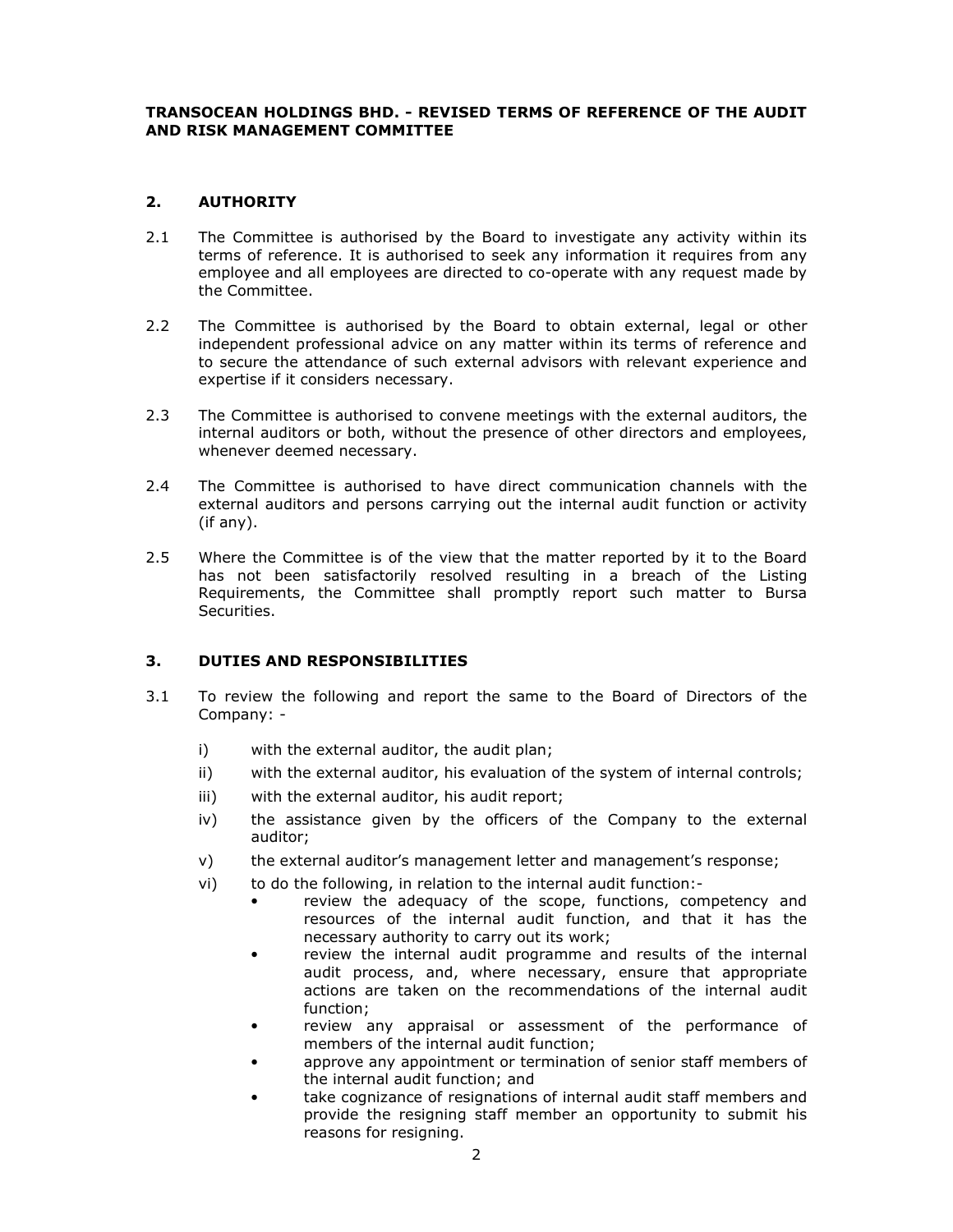**TRANSOCEAN HOLDINGS BHD. - REVISED TERMS OF REFERENCE OF THE AUDIT AND RISK MANAGEMENT COMMITTEE**

## 2. AUTHORITY

2.1 The Committee is authorised by the Board to investigate any activity within its terms of reference. It is authorised to seek any information it requires from any employee and all employees are directed to co-operate with any request made by the Committee.

2.2 The Committee is authorised by the Board to obtain external, legal or other independent professional advice on any matter within its terms of reference and to secure the attendance of such external advisors with relevant experience and expertise if it considers necessary.

2.3 The Committee is authorised to convene meetings with the external auditors, the internal auditors or both, without the presence of other directors and employees, whenever deemed necessary.

2.4 The Committee is authorised to have direct communication channels with the external auditors and persons carrying out the internal audit function or activity (if any).

2.5 Where the Committee is of the view that the matter reported by it to the Board has not been satisfactorily resolved resulting in a breach of the Listing Requirements, the Committee shall promptly report such matter to Bursa Securities.

## 3. DUTIES AND RESPONSIBILITIES

3.1 To review the following and report the same to the Board of Directors of the Company: -

- i) with the external auditor, the audit plan;
- ii) with the external auditor, his evaluation of the system of internal controls;
- iii) with the external auditor, his audit report;
- iv) the assistance given by the officers of the Company to the external auditor;
- v) the external auditor's management letter and management's response;
- vi) to do the following, in relation to the internal audit function:-
  - review the adequacy of the scope, functions, competency and resources of the internal audit function, and that it has the necessary authority to carry out its work;
  - review the internal audit programme and results of the internal audit process, and, where necessary, ensure that appropriate actions are taken on the recommendations of the internal audit function;
  - review any appraisal or assessment of the performance of members of the internal audit function;
  - approve any appointment or termination of senior staff members of the internal audit function; and
  - take cognizance of resignations of internal audit staff members and provide the resigning staff member an opportunity to submit his reasons for resigning.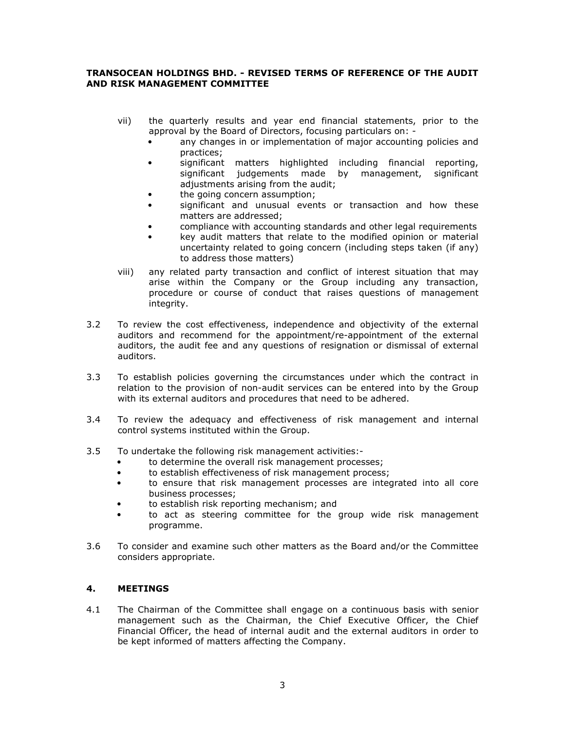vii) the quarterly results and year end financial statements, prior to the approval by the Board of Directors, focusing particulars on: -
   - any changes in or implementation of major accounting policies and practices;
   - significant matters highlighted including financial reporting, significant judgements made by management, significant adjustments arising from the audit;
   - the going concern assumption;
   - significant and unusual events or transaction and how these matters are addressed;
   - compliance with accounting standards and other legal requirements
   - key audit matters that relate to the modified opinion or material uncertainty related to going concern (including steps taken (if any) to address those matters)

viii) any related party transaction and conflict of interest situation that may arise within the Company or the Group including any transaction, procedure or course of conduct that raises questions of management integrity.

3.2 To review the cost effectiveness, independence and objectivity of the external auditors and recommend for the appointment/re-appointment of the external auditors, the audit fee and any questions of resignation or dismissal of external auditors.

3.3 To establish policies governing the circumstances under which the contract in relation to the provision of non-audit services can be entered into by the Group with its external auditors and procedures that need to be adhered.

3.4 To review the adequacy and effectiveness of risk management and internal control systems instituted within the Group.

3.5 To undertake the following risk management activities:-
   - to determine the overall risk management processes;
   - to establish effectiveness of risk management process;
   - to ensure that risk management processes are integrated into all core business processes;
   - to establish risk reporting mechanism; and
   - to act as steering committee for the group wide risk management programme.

3.6 To consider and examine such other matters as the Board and/or the Committee considers appropriate.

## 4. MEETINGS

4.1 The Chairman of the Committee shall engage on a continuous basis with senior management such as the Chairman, the Chief Executive Officer, the Chief Financial Officer, the head of internal audit and the external auditors in order to be kept informed of matters affecting the Company.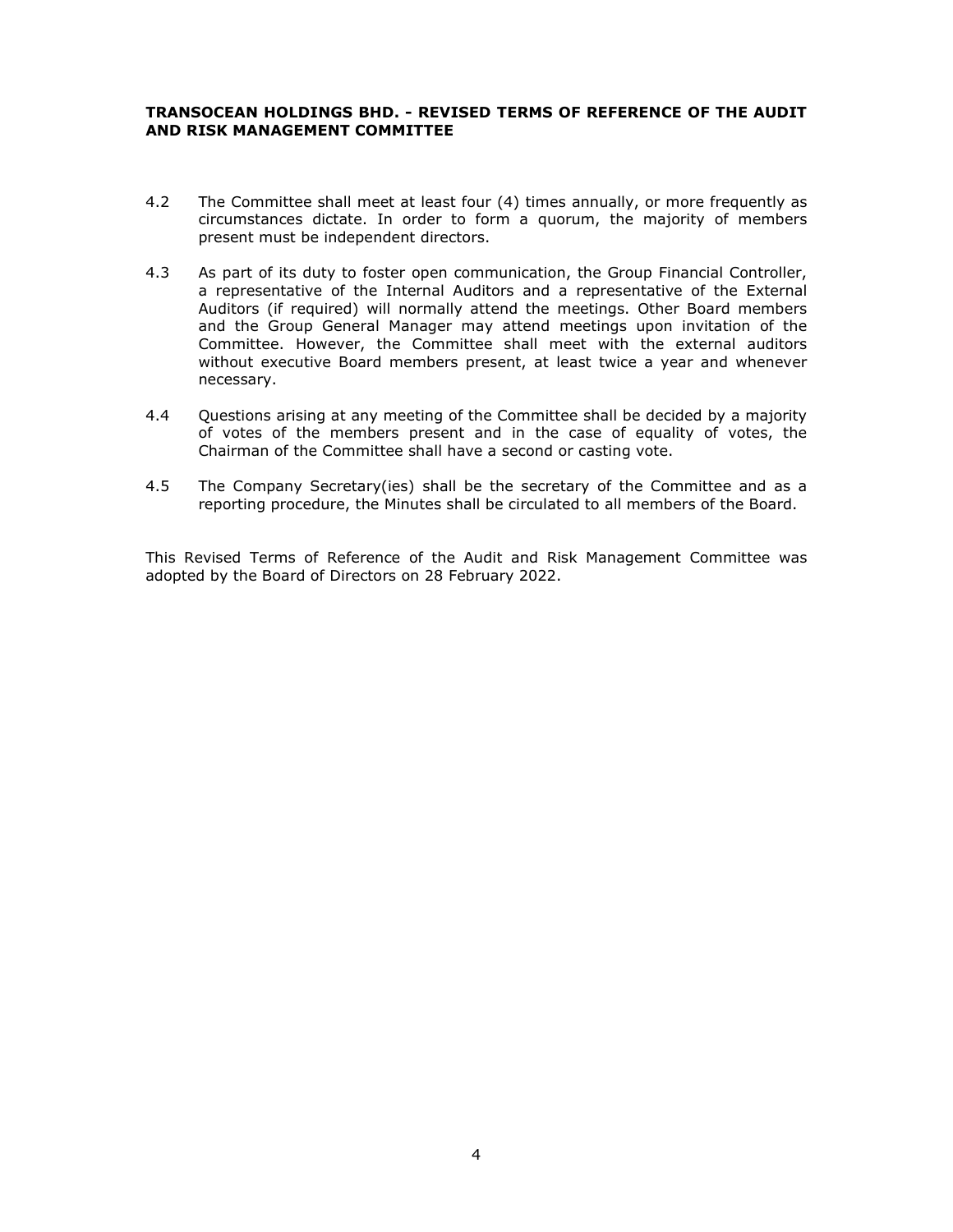4.2 The Committee shall meet at least four (4) times annually, or more frequently as circumstances dictate. In order to form a quorum, the majority of members present must be independent directors.

4.3 As part of its duty to foster open communication, the Group Financial Controller, a representative of the Internal Auditors and a representative of the External Auditors (if required) will normally attend the meetings. Other Board members and the Group General Manager may attend meetings upon invitation of the Committee. However, the Committee shall meet with the external auditors without executive Board members present, at least twice a year and whenever necessary.

4.4 Questions arising at any meeting of the Committee shall be decided by a majority of votes of the members present and in the case of equality of votes, the Chairman of the Committee shall have a second or casting vote.

4.5 The Company Secretary(ies) shall be the secretary of the Committee and as a reporting procedure, the Minutes shall be circulated to all members of the Board.

This Revised Terms of Reference of the Audit and Risk Management Committee was adopted by the Board of Directors on 28 February 2022.